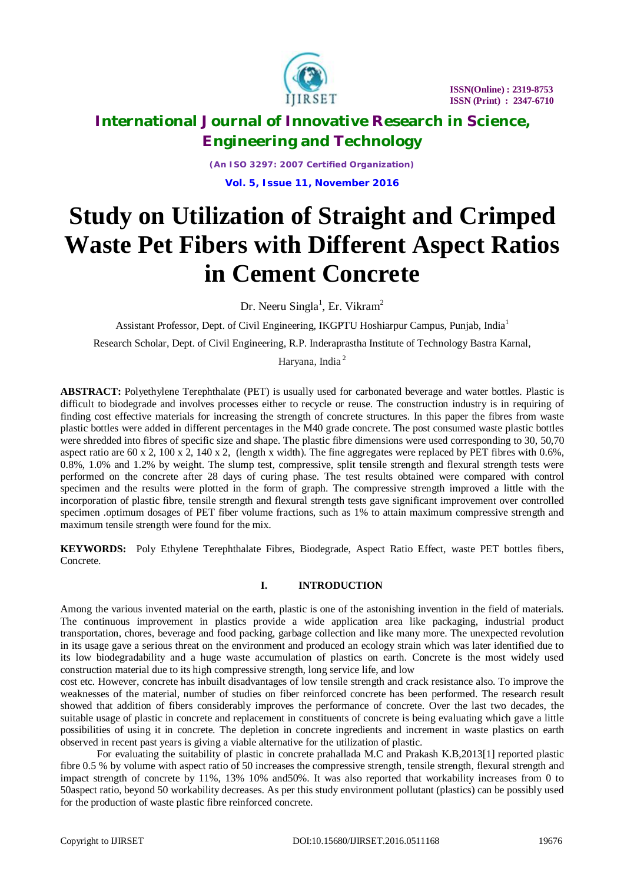# Study on Utilization of Straight and Crimped Waste Pet Fibers with Different Aspect Ratios in Cement Concrete

Dr. Neeru Singla[1], Er. Vikram[2]

Assistant Professor, Dept. of Civil Engineering, IKGPTU Hoshiarpur Campus, Punjab, India[1]

Research Scholar, Dept. of Civil Engineering, R.P. Inderaprastha Institute of Technology Bastra Karnal, Haryana, India[2]

**ABSTRACT:** Polyethylene Terephthalate (PET) is usually used for carbonated beverage and water bottles. Plastic is difficult to biodegrade and involves processes either to recycle or reuse. The construction industry is in requiring of finding cost effective materials for increasing the strength of concrete structures. In this paper the fibres from waste plastic bottles were added in different percentages in the M40 grade concrete. The post consumed waste plastic bottles were shredded into fibres of specific size and shape. The plastic fibre dimensions were used corresponding to 30, 50,70 aspect ratio are 60 x 2, 100 x 2, 140 x 2, (length x width). The fine aggregates were replaced by PET fibres with 0.6%, 0.8%, 1.0% and 1.2% by weight. The slump test, compressive, split tensile strength and flexural strength tests were performed on the concrete after 28 days of curing phase. The test results obtained were compared with control specimen and the results were plotted in the form of graph. The compressive strength improved a little with the incorporation of plastic fibre, tensile strength and flexural strength tests gave significant improvement over controlled specimen .optimum dosages of PET fiber volume fractions, such as 1% to attain maximum compressive strength and maximum tensile strength were found for the mix.

**KEYWORDS:** Poly Ethylene Terephthalate Fibres, Biodegrade, Aspect Ratio Effect, waste PET bottles fibers, Concrete.

## I. INTRODUCTION

Among the various invented material on the earth, plastic is one of the astonishing invention in the field of materials. The continuous improvement in plastics provide a wide application area like packaging, industrial product transportation, chores, beverage and food packing, garbage collection and like many more. The unexpected revolution in its usage gave a serious threat on the environment and produced an ecology strain which was later identified due to its low biodegradability and a huge waste accumulation of plastics on earth. Concrete is the most widely used construction material due to its high compressive strength, long service life, and low cost etc. However, concrete has inbuilt disadvantages of low tensile strength and crack resistance also. To improve the weaknesses of the material, number of studies on fiber reinforced concrete has been performed. The research result showed that addition of fibers considerably improves the performance of concrete. Over the last two decades, the suitable usage of plastic in concrete and replacement in constituents of concrete is being evaluating which gave a little possibilities of using it in concrete. The depletion in concrete ingredients and increment in waste plastics on earth observed in recent past years is giving a viable alternative for the utilization of plastic.

For evaluating the suitability of plastic in concrete prahallada M.C and Prakash K.B,2013[1] reported plastic fibre 0.5 % by volume with aspect ratio of 50 increases the compressive strength, tensile strength, flexural strength and impact strength of concrete by 11%, 13% 10% and50%. It was also reported that workability increases from 0 to 50aspect ratio, beyond 50 workability decreases. As per this study environment pollutant (plastics) can be possibly used for the production of waste plastic fibre reinforced concrete.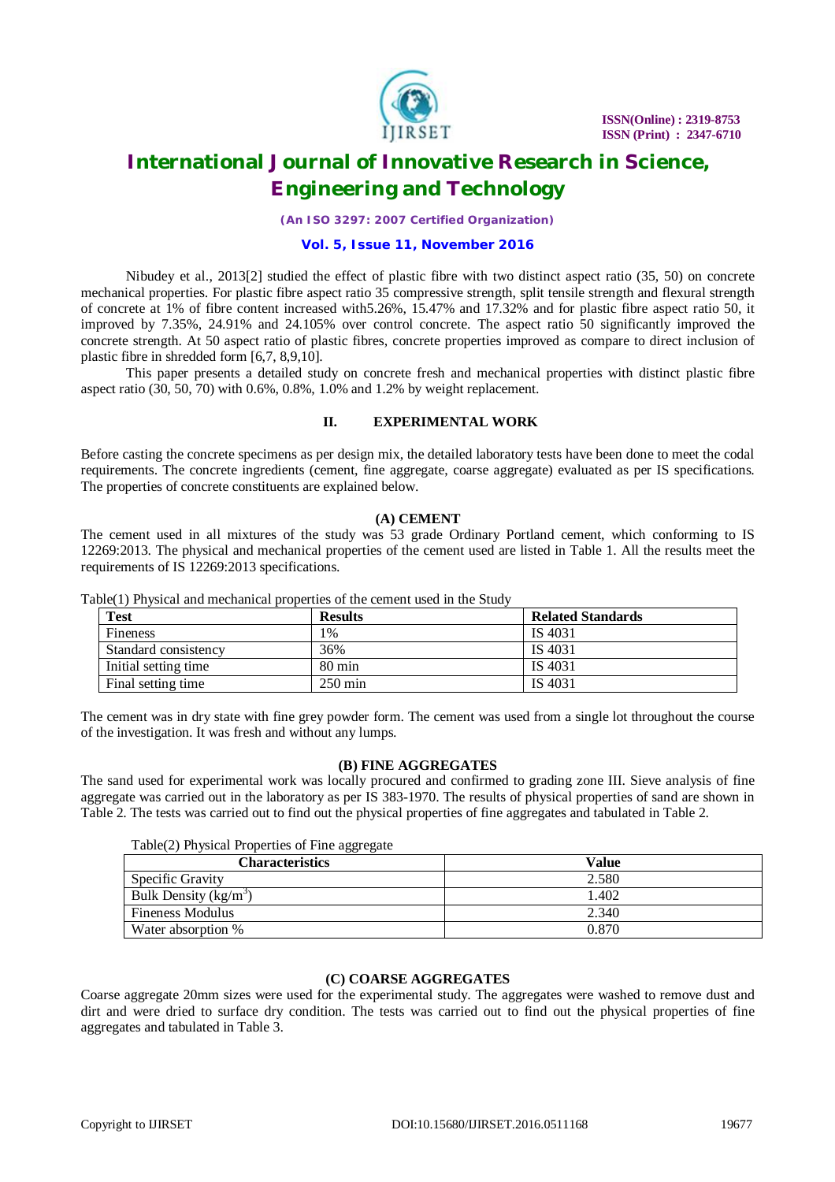Nibudey et al., 2013[2] studied the effect of plastic fibre with two distinct aspect ratio (35, 50) on concrete mechanical properties. For plastic fibre aspect ratio 35 compressive strength, split tensile strength and flexural strength of concrete at 1% of fibre content increased with5.26%, 15.47% and 17.32% and for plastic fibre aspect ratio 50, it improved by 7.35%, 24.91% and 24.105% over control concrete. The aspect ratio 50 significantly improved the concrete strength. At 50 aspect ratio of plastic fibres, concrete properties improved as compare to direct inclusion of plastic fibre in shredded form [6,7, 8,9,10].

This paper presents a detailed study on concrete fresh and mechanical properties with distinct plastic fibre aspect ratio (30, 50, 70) with 0.6%, 0.8%, 1.0% and 1.2% by weight replacement.

## II. EXPERIMENTAL WORK

Before casting the concrete specimens as per design mix, the detailed laboratory tests have been done to meet the codal requirements. The concrete ingredients (cement, fine aggregate, coarse aggregate) evaluated as per IS specifications. The properties of concrete constituents are explained below.

### (A) CEMENT

The cement used in all mixtures of the study was 53 grade Ordinary Portland cement, which conforming to IS 12269:2013. The physical and mechanical properties of the cement used are listed in Table 1. All the results meet the requirements of IS 12269:2013 specifications.

Table(1) Physical and mechanical properties of the cement used in the Study

| Test | Results | Related Standards |
|---|---|---|
| Fineness | 1% | IS 4031 |
| Standard consistency | 36% | IS 4031 |
| Initial setting time | 80 min | IS 4031 |
| Final setting time | 250 min | IS 4031 |

The cement was in dry state with fine grey powder form. The cement was used from a single lot throughout the course of the investigation. It was fresh and without any lumps.

### (B) FINE AGGREGATES

The sand used for experimental work was locally procured and confirmed to grading zone III. Sieve analysis of fine aggregate was carried out in the laboratory as per IS 383-1970. The results of physical properties of sand are shown in Table 2. The tests was carried out to find out the physical properties of fine aggregates and tabulated in Table 2.

Table(2) Physical Properties of Fine aggregate

| Characteristics | Value |
|---|---|
| Specific Gravity | 2.580 |
| Bulk Density ($kg/m^3$) | 1.402 |
| Fineness Modulus | 2.340 |
| Water absorption % | 0.870 |

### (C) COARSE AGGREGATES

Coarse aggregate 20mm sizes were used for the experimental study. The aggregates were washed to remove dust and dirt and were dried to surface dry condition. The tests was carried out to find out the physical properties of fine aggregates and tabulated in Table 3.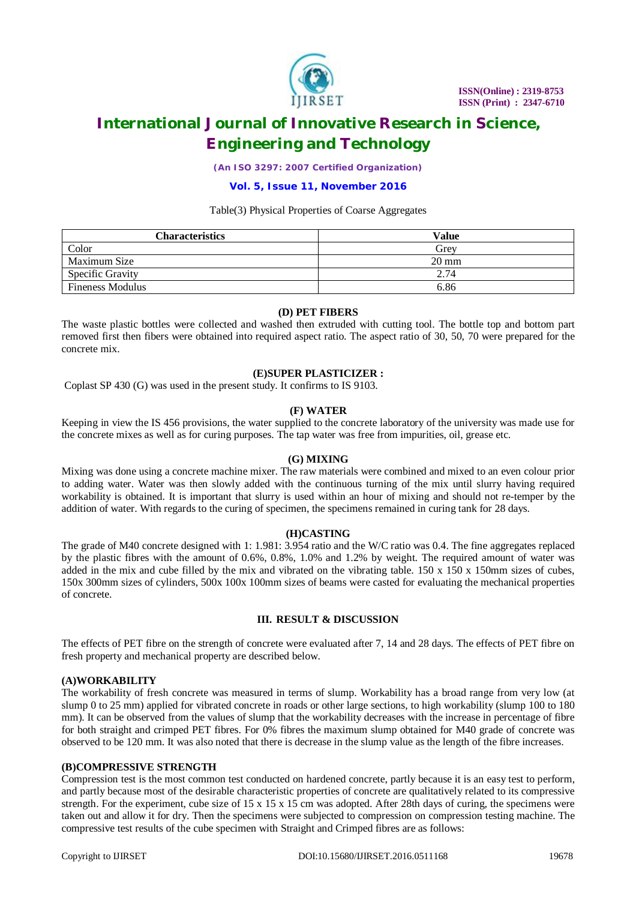Table(3) Physical Properties of Coarse Aggregates

| Characteristics | Value |
|---|---|
| Color | Grey |
| Maximum Size | 20 mm |
| Specific Gravity | 2.74 |
| Fineness Modulus | 6.86 |

### (D) PET FIBERS

The waste plastic bottles were collected and washed then extruded with cutting tool. The bottle top and bottom part removed first then fibers were obtained into required aspect ratio. The aspect ratio of 30, 50, 70 were prepared for the concrete mix.

### (E)SUPER PLASTICIZER :

Coplast SP 430 (G) was used in the present study. It confirms to IS 9103.

### (F) WATER

Keeping in view the IS 456 provisions, the water supplied to the concrete laboratory of the university was made use for the concrete mixes as well as for curing purposes. The tap water was free from impurities, oil, grease etc.

### (G) MIXING

Mixing was done using a concrete machine mixer. The raw materials were combined and mixed to an even colour prior to adding water. Water was then slowly added with the continuous turning of the mix until slurry having required workability is obtained. It is important that slurry is used within an hour of mixing and should not re-temper by the addition of water. With regards to the curing of specimen, the specimens remained in curing tank for 28 days.

### (H)CASTING

The grade of M40 concrete designed with 1: 1.981: 3.954 ratio and the W/C ratio was 0.4. The fine aggregates replaced by the plastic fibres with the amount of 0.6%, 0.8%, 1.0% and 1.2% by weight. The required amount of water was added in the mix and cube filled by the mix and vibrated on the vibrating table. 150 x 150 x 150mm sizes of cubes, 150x 300mm sizes of cylinders, 500x 100x 100mm sizes of beams were casted for evaluating the mechanical properties of concrete.

## III. RESULT & DISCUSSION

The effects of PET fibre on the strength of concrete were evaluated after 7, 14 and 28 days. The effects of PET fibre on fresh property and mechanical property are described below.

### (A)WORKABILITY

The workability of fresh concrete was measured in terms of slump. Workability has a broad range from very low (at slump 0 to 25 mm) applied for vibrated concrete in roads or other large sections, to high workability (slump 100 to 180 mm). It can be observed from the values of slump that the workability decreases with the increase in percentage of fibre for both straight and crimped PET fibres. For 0% fibres the maximum slump obtained for M40 grade of concrete was observed to be 120 mm. It was also noted that there is decrease in the slump value as the length of the fibre increases.

### (B)COMPRESSIVE STRENGTH

Compression test is the most common test conducted on hardened concrete, partly because it is an easy test to perform, and partly because most of the desirable characteristic properties of concrete are qualitatively related to its compressive strength. For the experiment, cube size of 15 x 15 x 15 cm was adopted. After 28th days of curing, the specimens were taken out and allow it for dry. Then the specimens were subjected to compression on compression testing machine. The compressive test results of the cube specimen with Straight and Crimped fibres are as follows: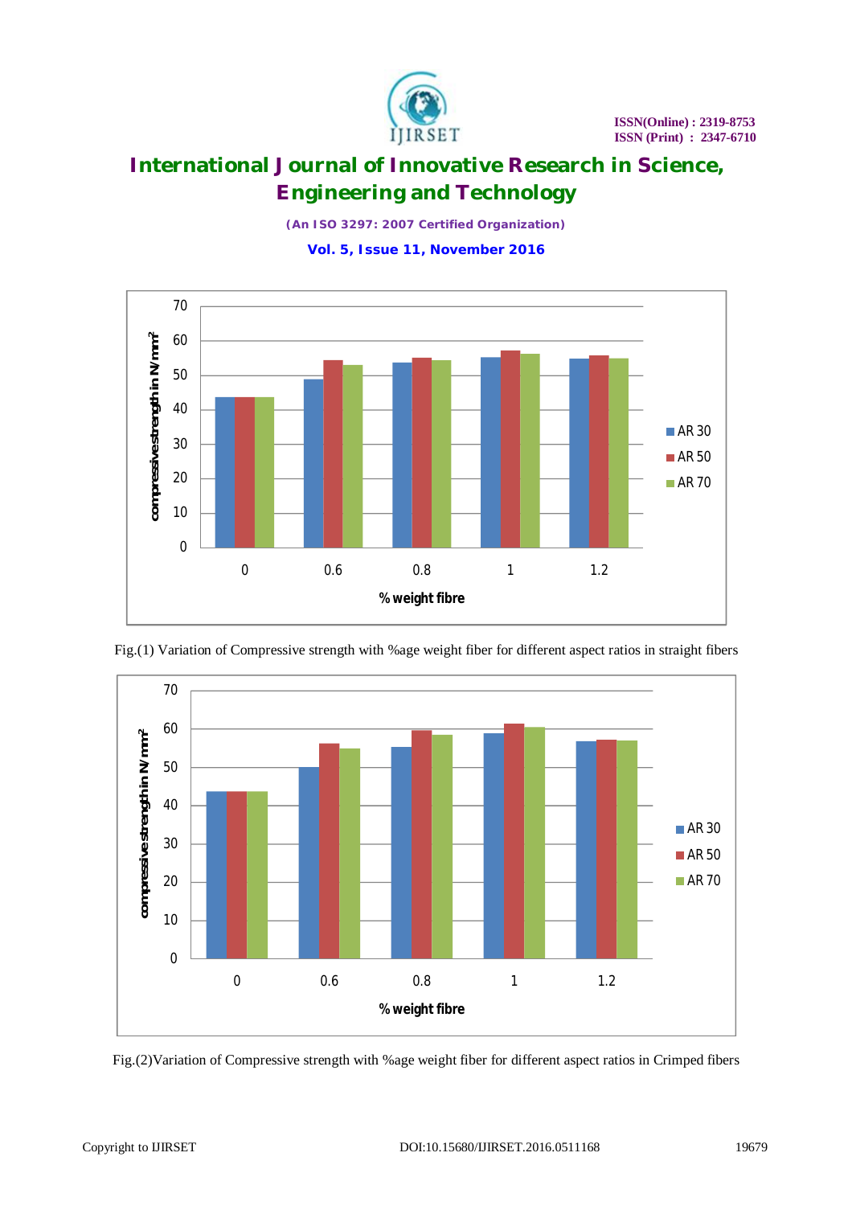Fig.(1) Variation of Compressive strength with %age weight fiber for different aspect ratios in straight fibers

Fig.(2)Variation of Compressive strength with %age weight fiber for different aspect ratios in Crimped fibers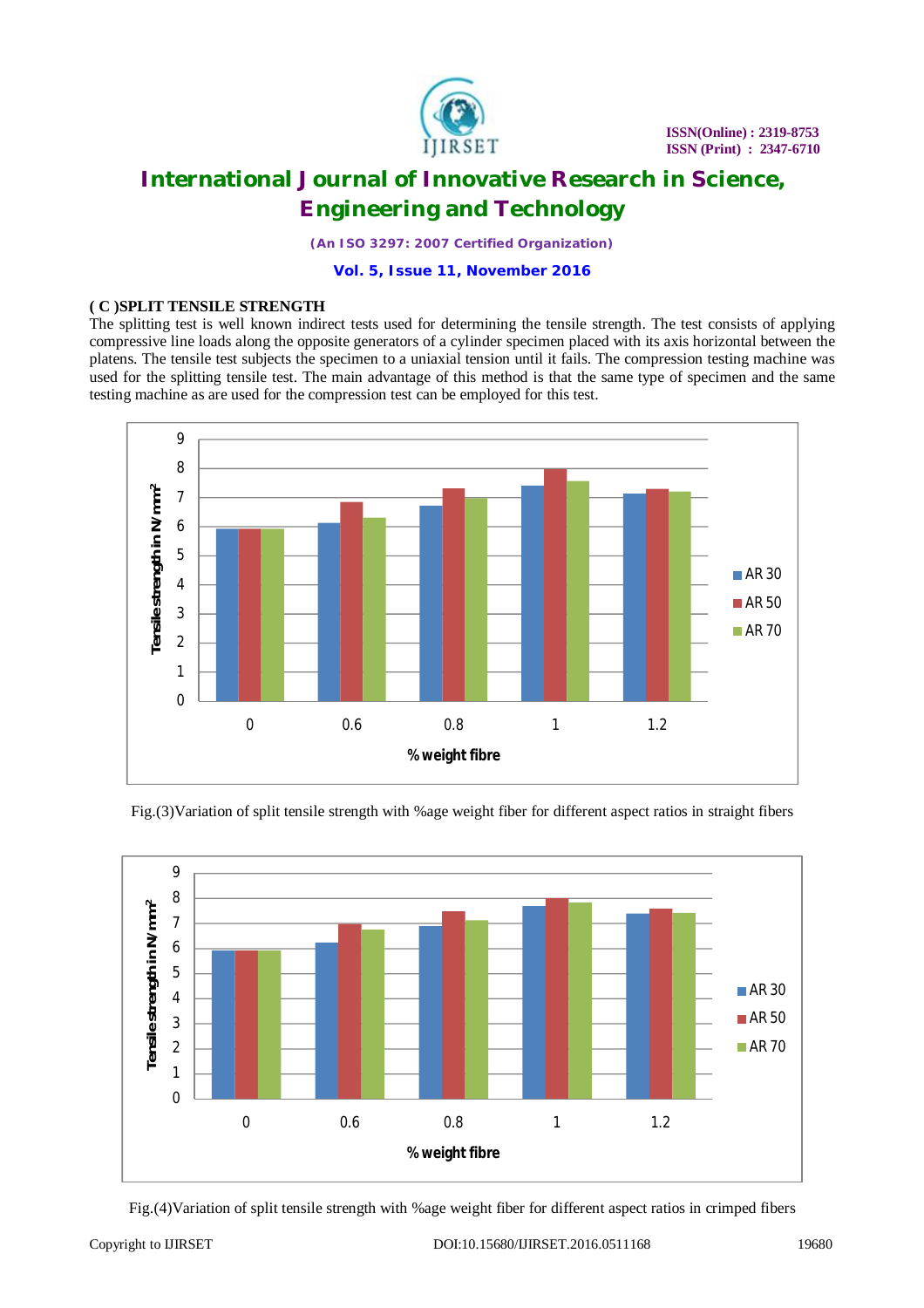### ( C )SPLIT TENSILE STRENGTH

The splitting test is well known indirect tests used for determining the tensile strength. The test consists of applying compressive line loads along the opposite generators of a cylinder specimen placed with its axis horizontal between the platens. The tensile test subjects the specimen to a uniaxial tension until it fails. The compression testing machine was used for the splitting tensile test. The main advantage of this method is that the same type of specimen and the same testing machine as are used for the compression test can be employed for this test.

Fig.(3)Variation of split tensile strength with %age weight fiber for different aspect ratios in straight fibers

Fig.(4)Variation of split tensile strength with %age weight fiber for different aspect ratios in crimped fibers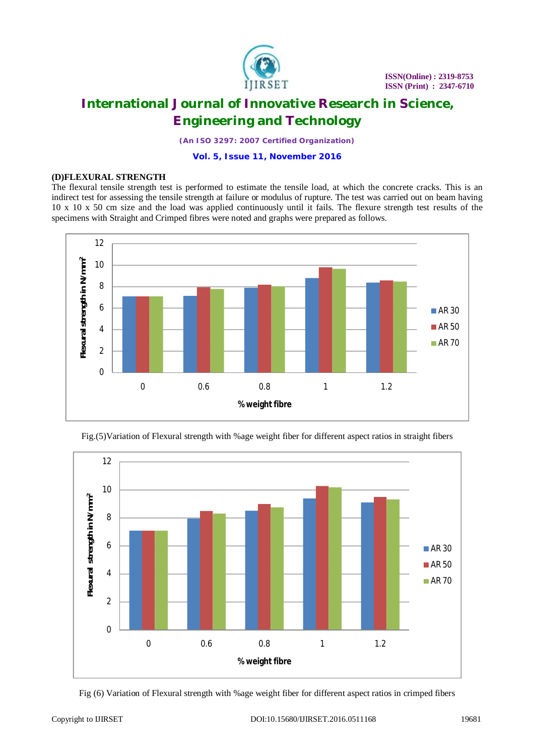### (D)FLEXURAL STRENGTH

The flexural tensile strength test is performed to estimate the tensile load, at which the concrete cracks. This is an indirect test for assessing the tensile strength at failure or modulus of rupture. The test was carried out on beam having 10 x 10 x 50 cm size and the load was applied continuously until it fails. The flexure strength test results of the specimens with Straight and Crimped fibres were noted and graphs were prepared as follows.

Fig.(5)Variation of Flexural strength with %age weight fiber for different aspect ratios in straight fibers

Fig (6) Variation of Flexural strength with %age weight fiber for different aspect ratios in crimped fibers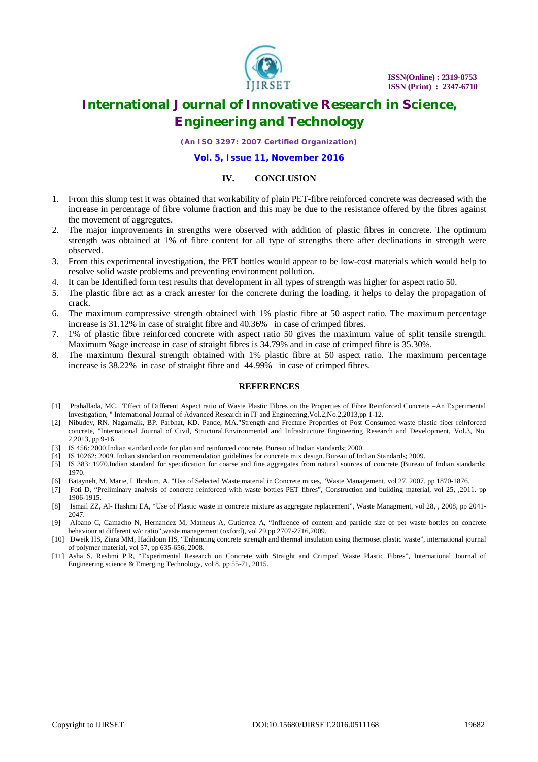## IV. CONCLUSION

1. From this slump test it was obtained that workability of plain PET-fibre reinforced concrete was decreased with the increase in percentage of fibre volume fraction and this may be due to the resistance offered by the fibres against the movement of aggregates.
2. The major improvements in strengths were observed with addition of plastic fibres in concrete. The optimum strength was obtained at 1% of fibre content for all type of strengths there after declinations in strength were observed.
3. From this experimental investigation, the PET bottles would appear to be low-cost materials which would help to resolve solid waste problems and preventing environment pollution.
4. It can be Identified form test results that development in all types of strength was higher for aspect ratio 50.
5. The plastic fibre act as a crack arrester for the concrete during the loading. it helps to delay the propagation of crack.
6. The maximum compressive strength obtained with 1% plastic fibre at 50 aspect ratio. The maximum percentage increase is 31.12% in case of straight fibre and 40.36% in case of crimped fibres.
7. 1% of plastic fibre reinforced concrete with aspect ratio 50 gives the maximum value of split tensile strength. Maximum %age increase in case of straight fibres is 34.79% and in case of crimped fibre is 35.30%.
8. The maximum flexural strength obtained with 1% plastic fibre at 50 aspect ratio. The maximum percentage increase is 38.22% in case of straight fibre and 44.99% in case of crimped fibres.

## REFERENCES

[1] Prahallada, MC. "Effect of Different Aspect ratio of Waste Plastic Fibres on the Properties of Fibre Reinforced Concrete –An Experimental Investigation, " International Journal of Advanced Research in IT and Engineering,Vol.2,No.2,2013,pp 1-12.

[2] Nibudey, RN. Nagarnaik, BP. Parbhat, KD. Pande, MA."Strength and Frecture Properties of Post Consumed waste plastic fiber reinforced concrete, "International Journal of Civil, Structural,Environmental and Infrastructure Engineering Research and Development, Vol.3, No. 2,2013, pp 9-16.

[3] IS 456: 2000.Indian standard code for plan and reinforced concrete, Bureau of Indian standards; 2000.

[4] IS 10262: 2009. Indian standard on recommendation guidelines for concrete mix design. Bureau of Indian Standards; 2009.

[5] IS 383: 1970.Indian standard for specification for coarse and fine aggregates from natural sources of concrete (Bureau of Indian standards; 1970.

[6] Batayneh, M. Marie, I. Ibrahim, A. "Use of Selected Waste material in Concrete mixes, "Waste Management, vol 27, 2007, pp 1870-1876.

[7] Foti D, "Preliminary analysis of concrete reinforced with waste bottles PET fibres", Construction and building material, vol 25, ,2011. pp 1906-1915.

[8] Ismail ZZ, Al- Hashmi EA, "Use of Plastic waste in concrete mixture as aggregate replacement", Waste Managment, vol 28, , 2008, pp 2041-2047.

[9] Albano C, Camacho N, Hernandez M, Matheus A, Gutierrez A, "Influence of content and particle size of pet waste bottles on concrete behaviour at different w/c ratio",waste management (oxford), vol 29,pp 2707-2716,2009.

[10] Dweik HS, Ziara MM, Hadidoun HS, "Enhancing concrete strength and thermal insulation using thermoset plastic waste", international journal of polymer material, vol 57, pp 635-656, 2008.

[11] Asha S, Reshmi P.R, "Experimental Research on Concrete with Straight and Crimped Waste Plastic Fibres", International Journal of Engineering science & Emerging Technology, vol 8, pp 55-71, 2015.